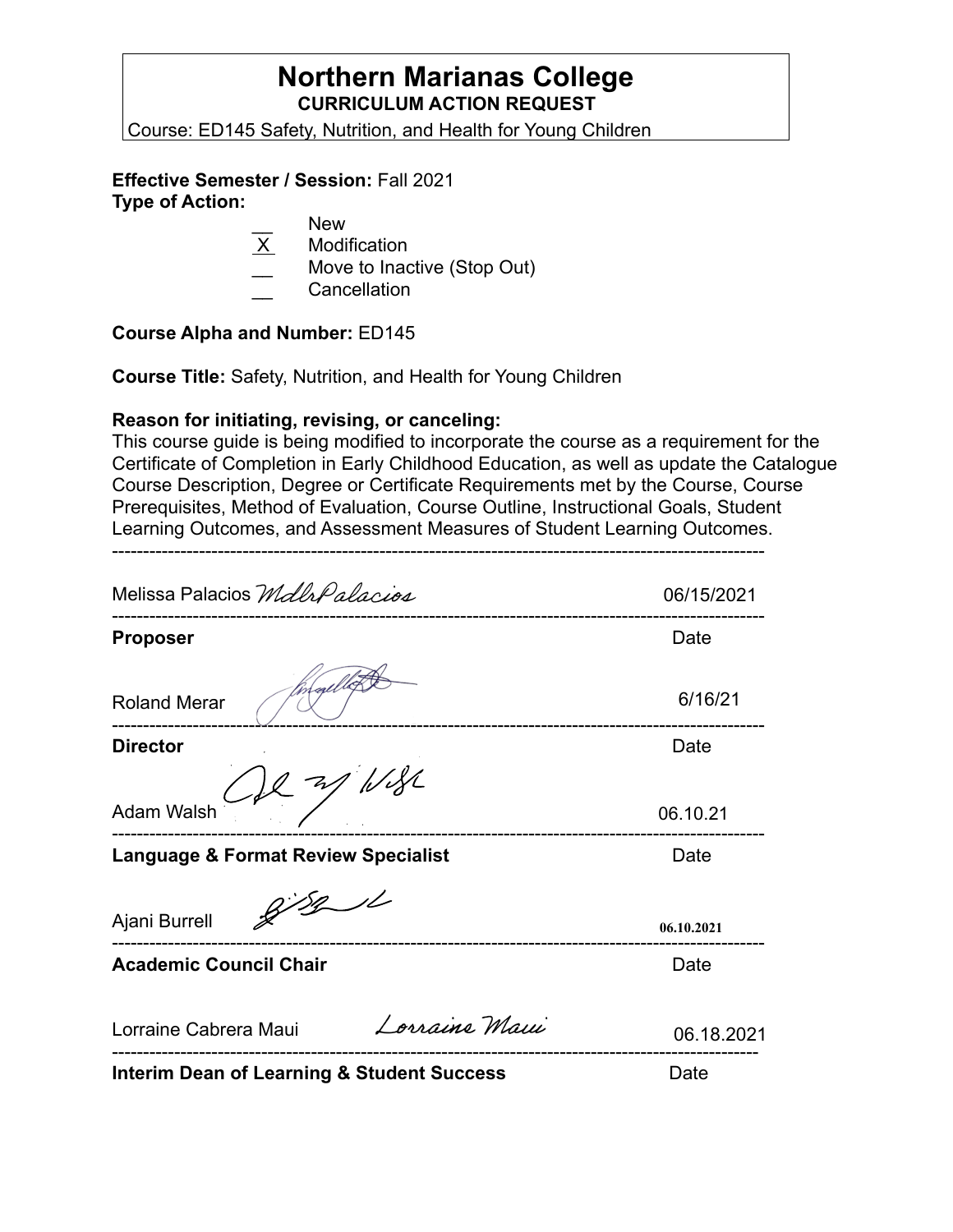# Northern Marianas College

**CURRICULUM ACTION REQUEST**

Course: ED145 Safety, Nutrition, and Health for Young Children

**Effective Semester / Session:** Fall 2021

**Type of Action:**

- __ New
- X Modification
- __ Move to Inactive (Stop Out)
- __ Cancellation

**Course Alpha and Number:** ED145

**Course Title:** Safety, Nutrition, and Health for Young Children

**Reason for initiating, revising, or canceling:**

This course guide is being modified to incorporate the course as a requirement for the Certificate of Completion in Early Childhood Education, as well as update the Catalogue Course Description, Degree or Certificate Requirements met by the Course, Course Prerequisites, Method of Evaluation, Course Outline, Instructional Goals, Student Learning Outcomes, and Assessment Measures of Student Learning Outcomes.

---

Melissa Palacios *MdlrPalacios* 06/15/2021

**Proposer** Date

Roland Merar [signature] 6/16/21

**Director** Date

Adam Walsh [signature] 06.10.21

**Language & Format Review Specialist** Date

Ajani Burrell [signature] 06.10.2021

**Academic Council Chair** Date

Lorraine Cabrera Maui *Lorraine Maui* 06.18.2021

**Interim Dean of Learning & Student Success** Date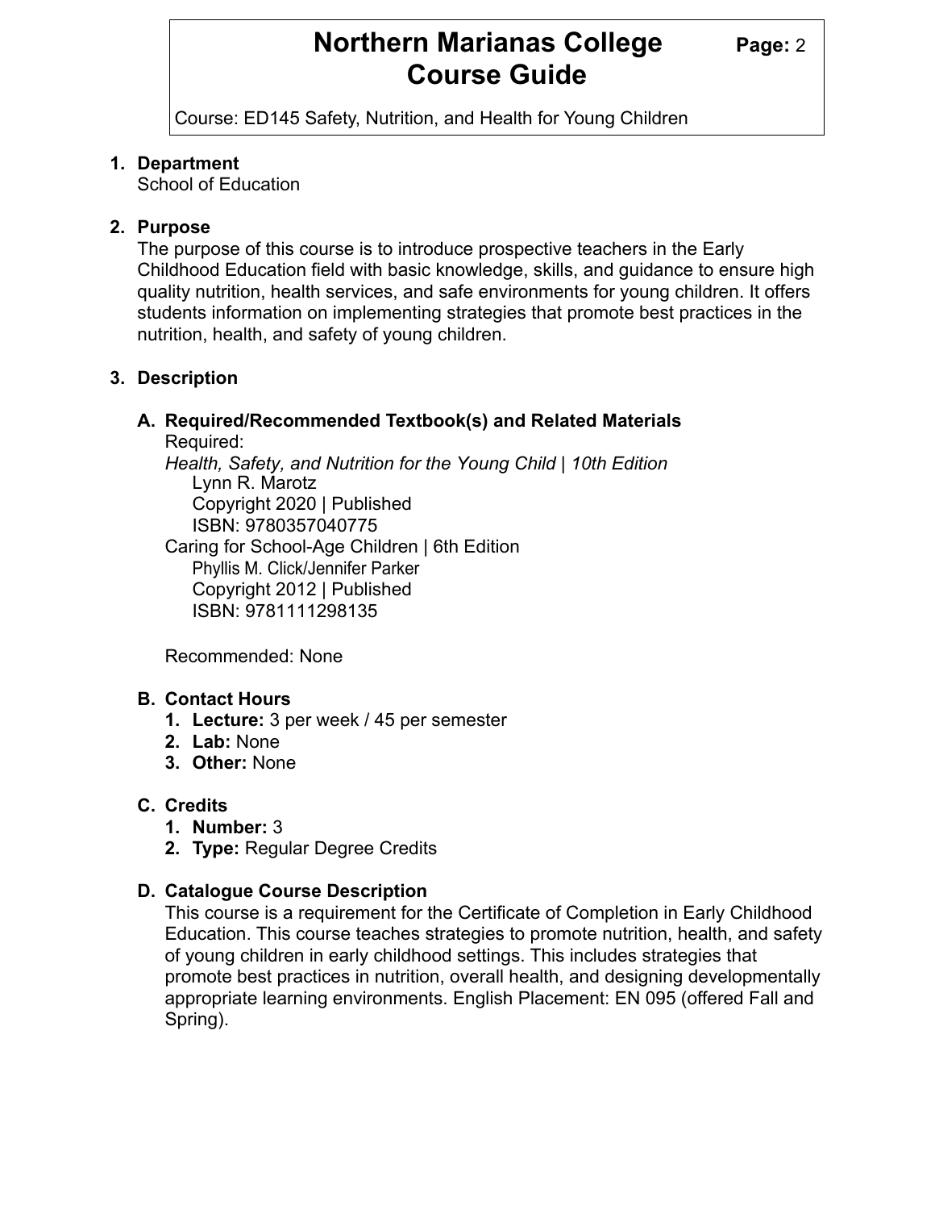# Northern Marianas College Course Guide

Course: ED145 Safety, Nutrition, and Health for Young Children

1. **Department**
   School of Education

2. **Purpose**
   The purpose of this course is to introduce prospective teachers in the Early Childhood Education field with basic knowledge, skills, and guidance to ensure high quality nutrition, health services, and safe environments for young children. It offers students information on implementing strategies that promote best practices in the nutrition, health, and safety of young children.

3. **Description**

   **A. Required/Recommended Textbook(s) and Related Materials**
   Required:
   *Health, Safety, and Nutrition for the Young Child | 10th Edition*
   Lynn R. Marotz
   Copyright 2020 | Published
   ISBN: 9780357040775
   Caring for School-Age Children | 6th Edition
   Phyllis M. Click/Jennifer Parker
   Copyright 2012 | Published
   ISBN: 9781111298135

   Recommended: None

   **B. Contact Hours**
   1. **Lecture:** 3 per week / 45 per semester
   2. **Lab:** None
   3. **Other:** None

   **C. Credits**
   1. **Number:** 3
   2. **Type:** Regular Degree Credits

   **D. Catalogue Course Description**
   This course is a requirement for the Certificate of Completion in Early Childhood Education. This course teaches strategies to promote nutrition, health, and safety of young children in early childhood settings. This includes strategies that promote best practices in nutrition, overall health, and designing developmentally appropriate learning environments. English Placement: EN 095 (offered Fall and Spring).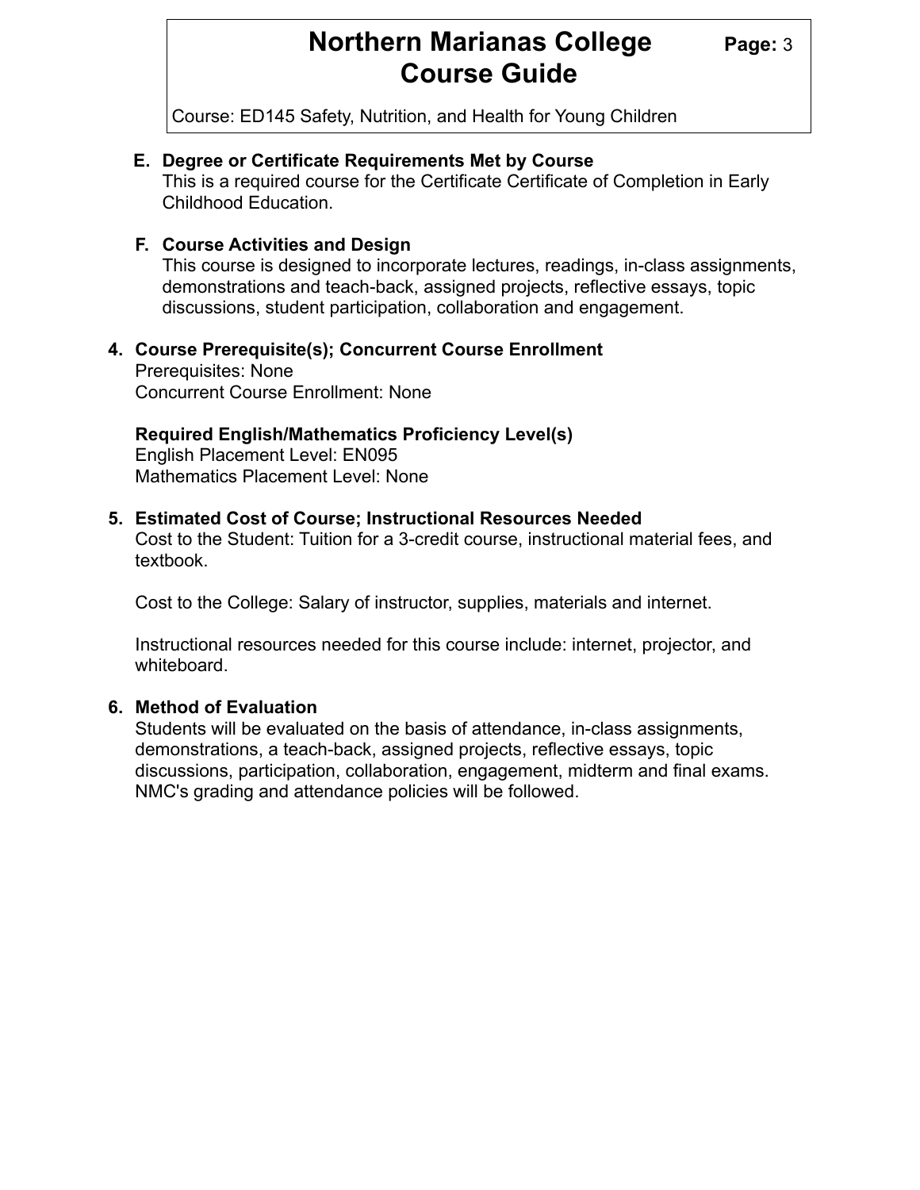**E. Degree or Certificate Requirements Met by Course**

This is a required course for the Certificate Certificate of Completion in Early Childhood Education.

**F. Course Activities and Design**

This course is designed to incorporate lectures, readings, in-class assignments, demonstrations and teach-back, assigned projects, reflective essays, topic discussions, student participation, collaboration and engagement.

**4. Course Prerequisite(s); Concurrent Course Enrollment**

Prerequisites: None
Concurrent Course Enrollment: None

**Required English/Mathematics Proficiency Level(s)**

English Placement Level: EN095
Mathematics Placement Level: None

**5. Estimated Cost of Course; Instructional Resources Needed**

Cost to the Student: Tuition for a 3-credit course, instructional material fees, and textbook.

Cost to the College: Salary of instructor, supplies, materials and internet.

Instructional resources needed for this course include: internet, projector, and whiteboard.

**6. Method of Evaluation**

Students will be evaluated on the basis of attendance, in-class assignments, demonstrations, a teach-back, assigned projects, reflective essays, topic discussions, participation, collaboration, engagement, midterm and final exams. NMC's grading and attendance policies will be followed.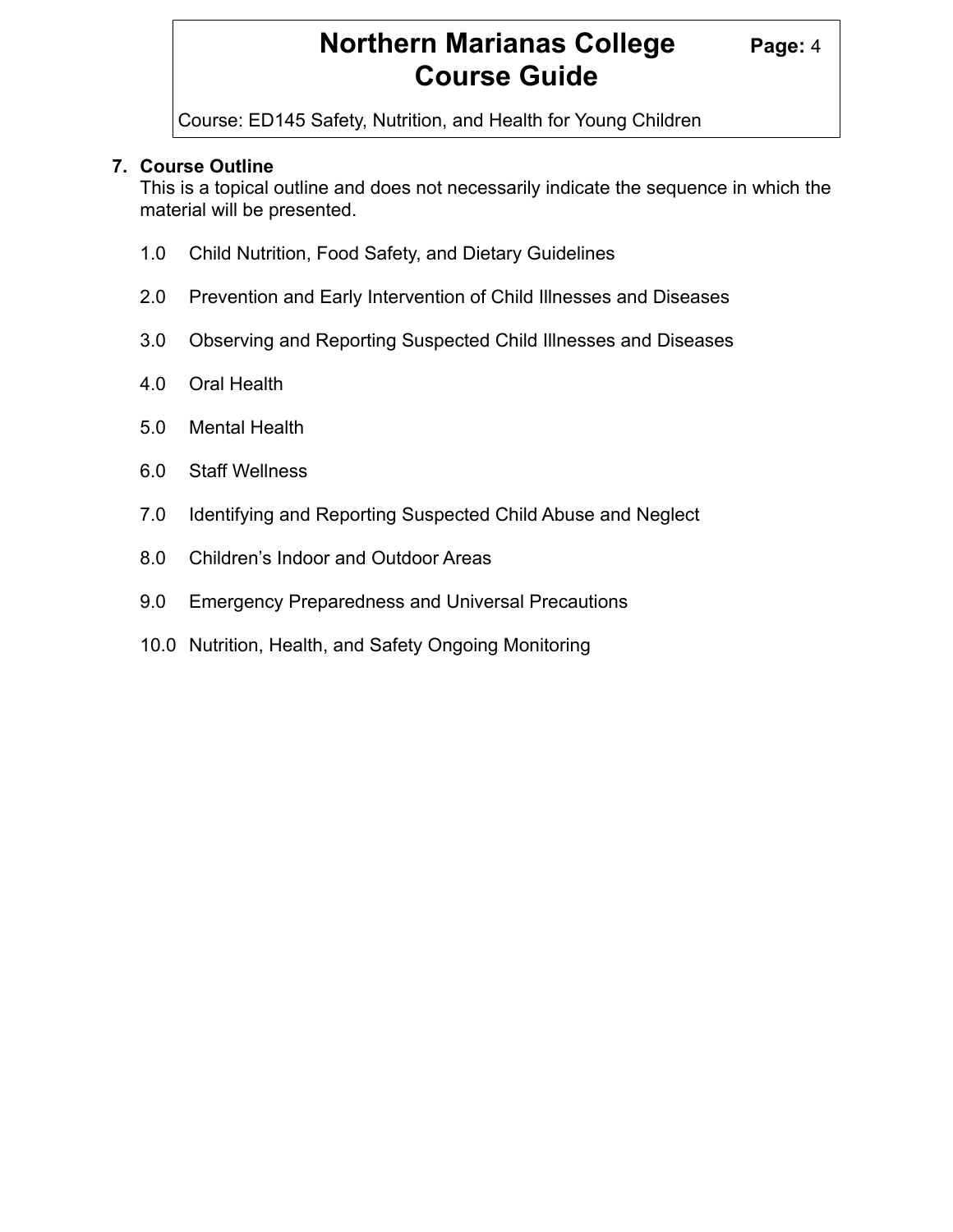## 7. Course Outline

This is a topical outline and does not necessarily indicate the sequence in which the material will be presented.

1.0 Child Nutrition, Food Safety, and Dietary Guidelines

2.0 Prevention and Early Intervention of Child Illnesses and Diseases

3.0 Observing and Reporting Suspected Child Illnesses and Diseases

4.0 Oral Health

5.0 Mental Health

6.0 Staff Wellness

7.0 Identifying and Reporting Suspected Child Abuse and Neglect

8.0 Children's Indoor and Outdoor Areas

9.0 Emergency Preparedness and Universal Precautions

10.0 Nutrition, Health, and Safety Ongoing Monitoring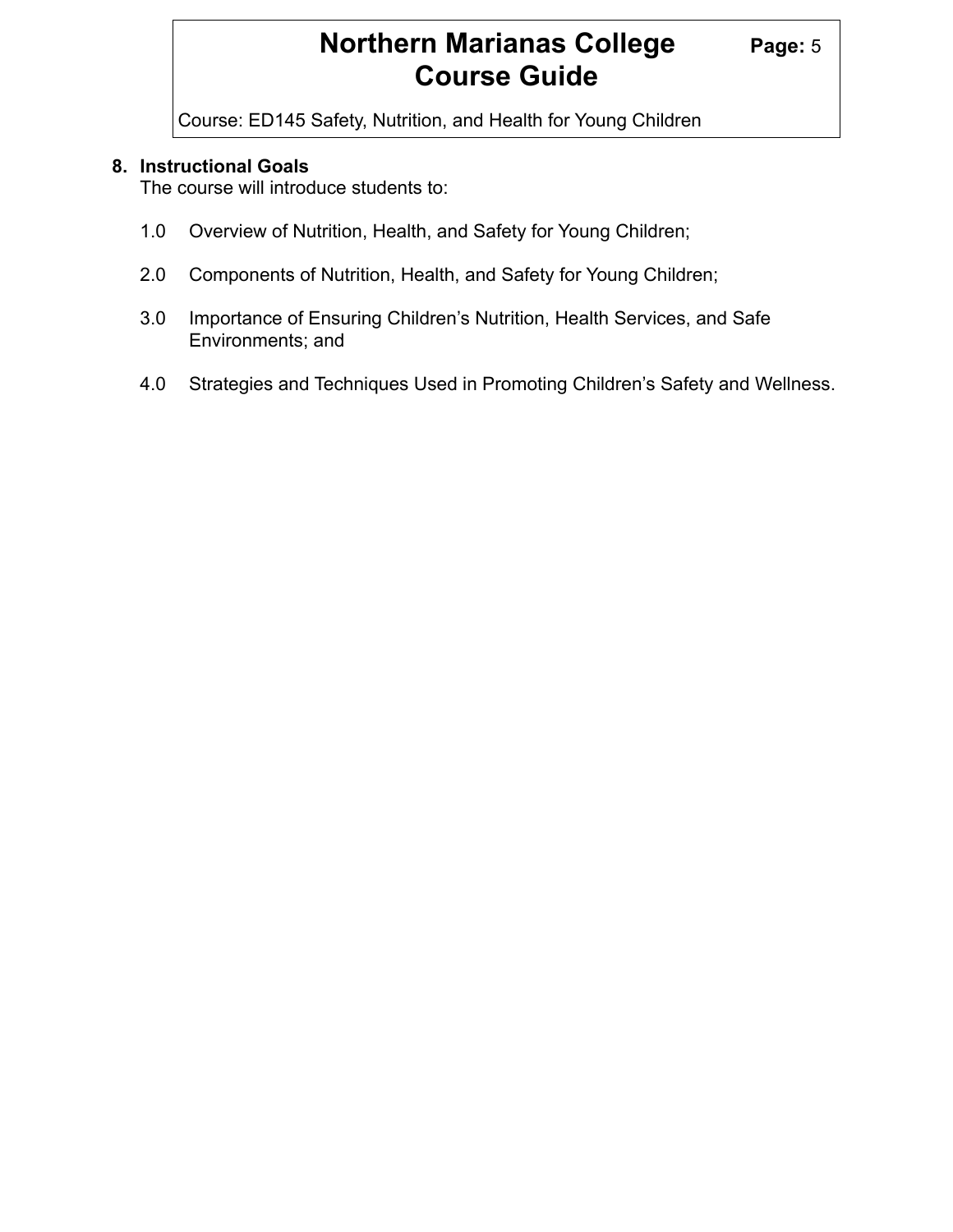## 8. Instructional Goals

The course will introduce students to:

1.0 Overview of Nutrition, Health, and Safety for Young Children;

2.0 Components of Nutrition, Health, and Safety for Young Children;

3.0 Importance of Ensuring Children's Nutrition, Health Services, and Safe Environments; and

4.0 Strategies and Techniques Used in Promoting Children's Safety and Wellness.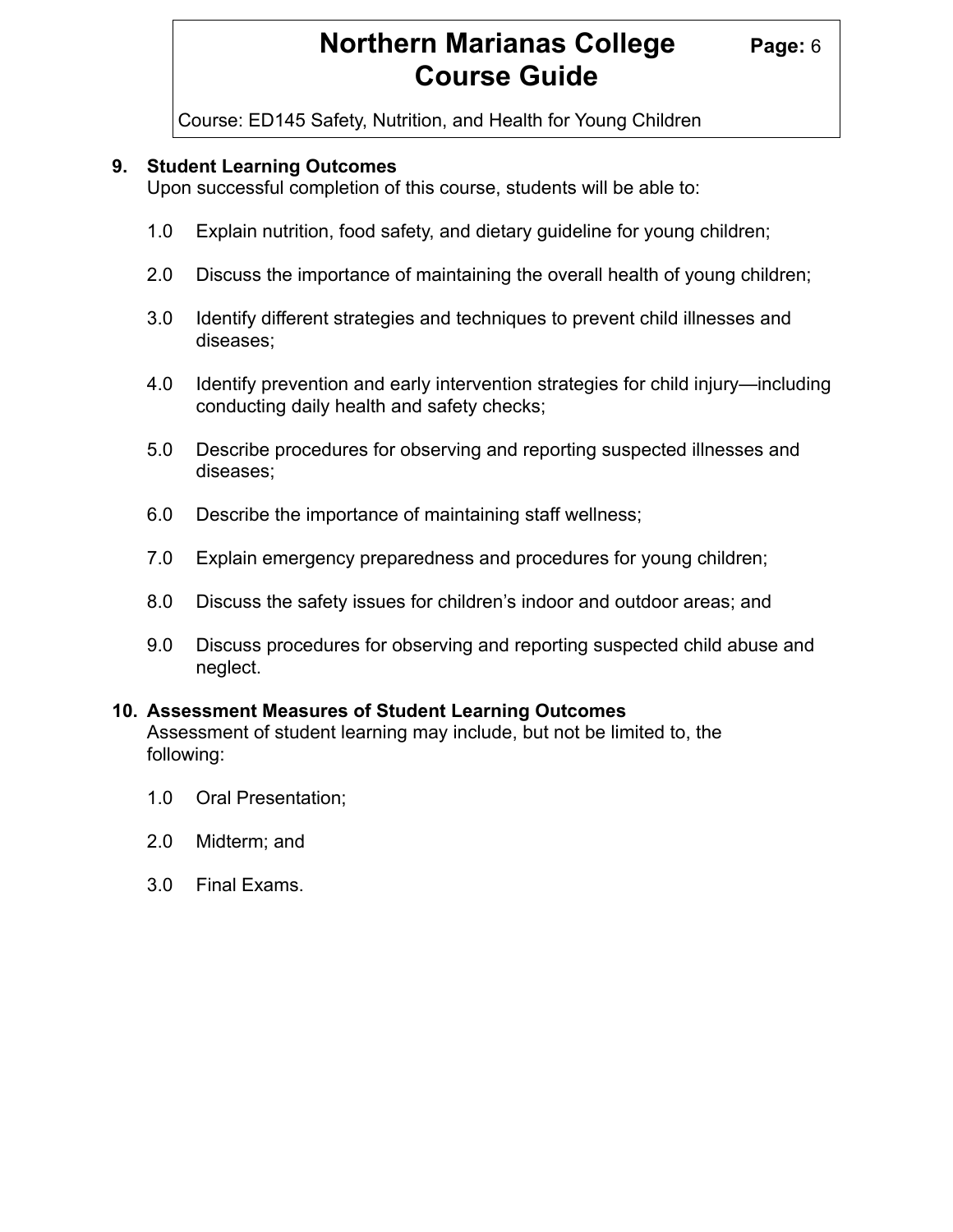## 9. Student Learning Outcomes

Upon successful completion of this course, students will be able to:

1.0 Explain nutrition, food safety, and dietary guideline for young children;

2.0 Discuss the importance of maintaining the overall health of young children;

3.0 Identify different strategies and techniques to prevent child illnesses and diseases;

4.0 Identify prevention and early intervention strategies for child injury—including conducting daily health and safety checks;

5.0 Describe procedures for observing and reporting suspected illnesses and diseases;

6.0 Describe the importance of maintaining staff wellness;

7.0 Explain emergency preparedness and procedures for young children;

8.0 Discuss the safety issues for children's indoor and outdoor areas; and

9.0 Discuss procedures for observing and reporting suspected child abuse and neglect.

## 10. Assessment Measures of Student Learning Outcomes

Assessment of student learning may include, but not be limited to, the following:

1.0 Oral Presentation;

2.0 Midterm; and

3.0 Final Exams.